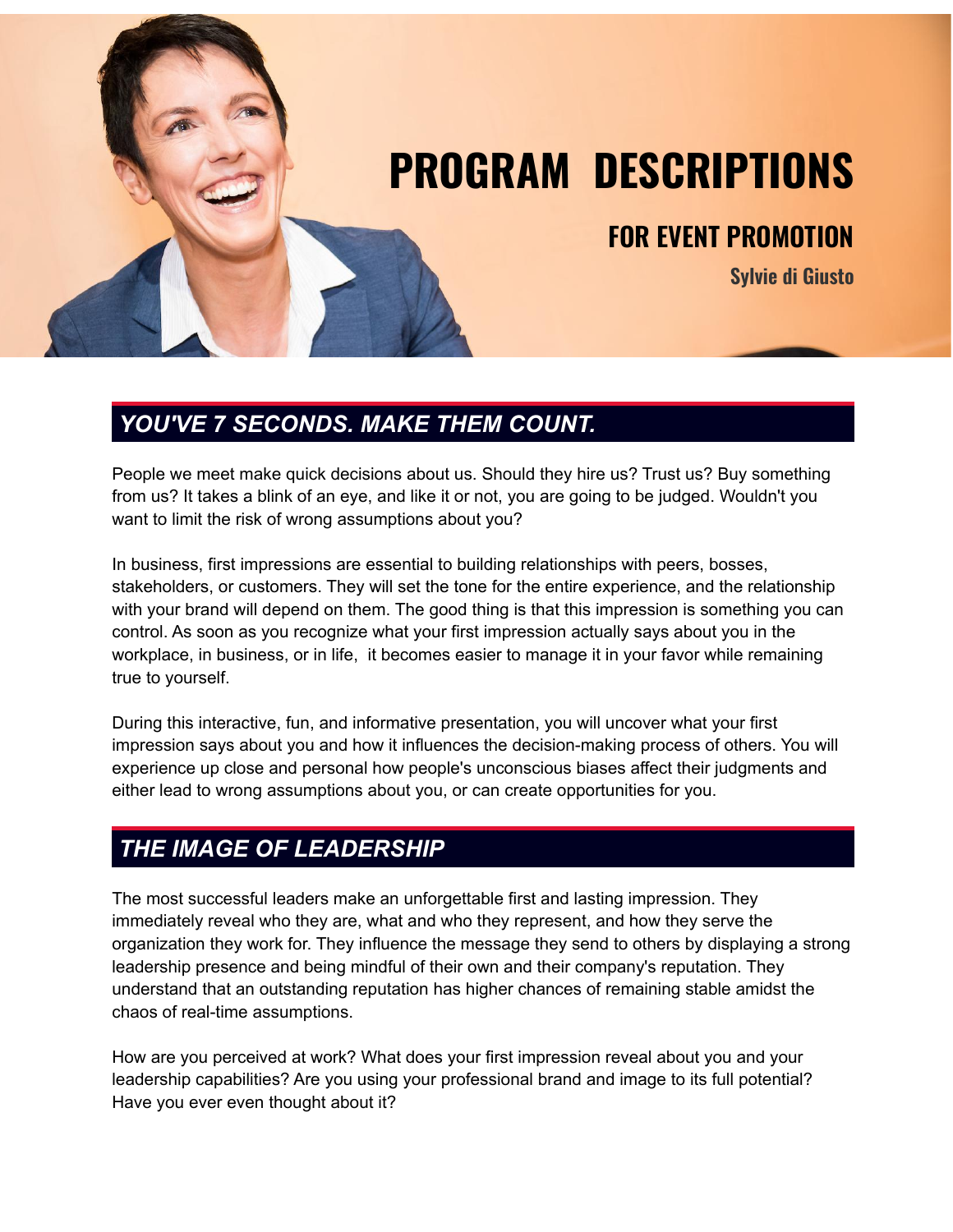# PROGRAM DESCRIPTIONS

## FOR EVENT PROMOTION

**Sylvie di Giusto**

## *YOU'VE 7 SECONDS. MAKE THEM COUNT.*

People we meet make quick decisions about us. Should they hire us? Trust us? Buy something from us? It takes a blink of an eye, and like it or not, you are going to be judged. Wouldn't you want to limit the risk of wrong assumptions about you?

In business, first impressions are essential to building relationships with peers, bosses, stakeholders, or customers. They will set the tone for the entire experience, and the relationship with your brand will depend on them. The good thing is that this impression is something you can control. As soon as you recognize what your first impression actually says about you in the workplace, in business, or in life, it becomes easier to manage it in your favor while remaining true to yourself.

During this interactive, fun, and informative presentation, you will uncover what your first impression says about you and how it influences the decision-making process of others. You will experience up close and personal how people's unconscious biases affect their judgments and either lead to wrong assumptions about you, or can create opportunities for you.

## *THE IMAGE OF LEADERSHIP*

The most successful leaders make an unforgettable first and lasting impression. They immediately reveal who they are, what and who they represent, and how they serve the organization they work for. They influence the message they send to others by displaying a strong leadership presence and being mindful of their own and their company's reputation. They understand that an outstanding reputation has higher chances of remaining stable amidst the chaos of real-time assumptions.

How are you perceived at work? What does your first impression reveal about you and your leadership capabilities? Are you using your professional brand and image to its full potential? Have you ever even thought about it?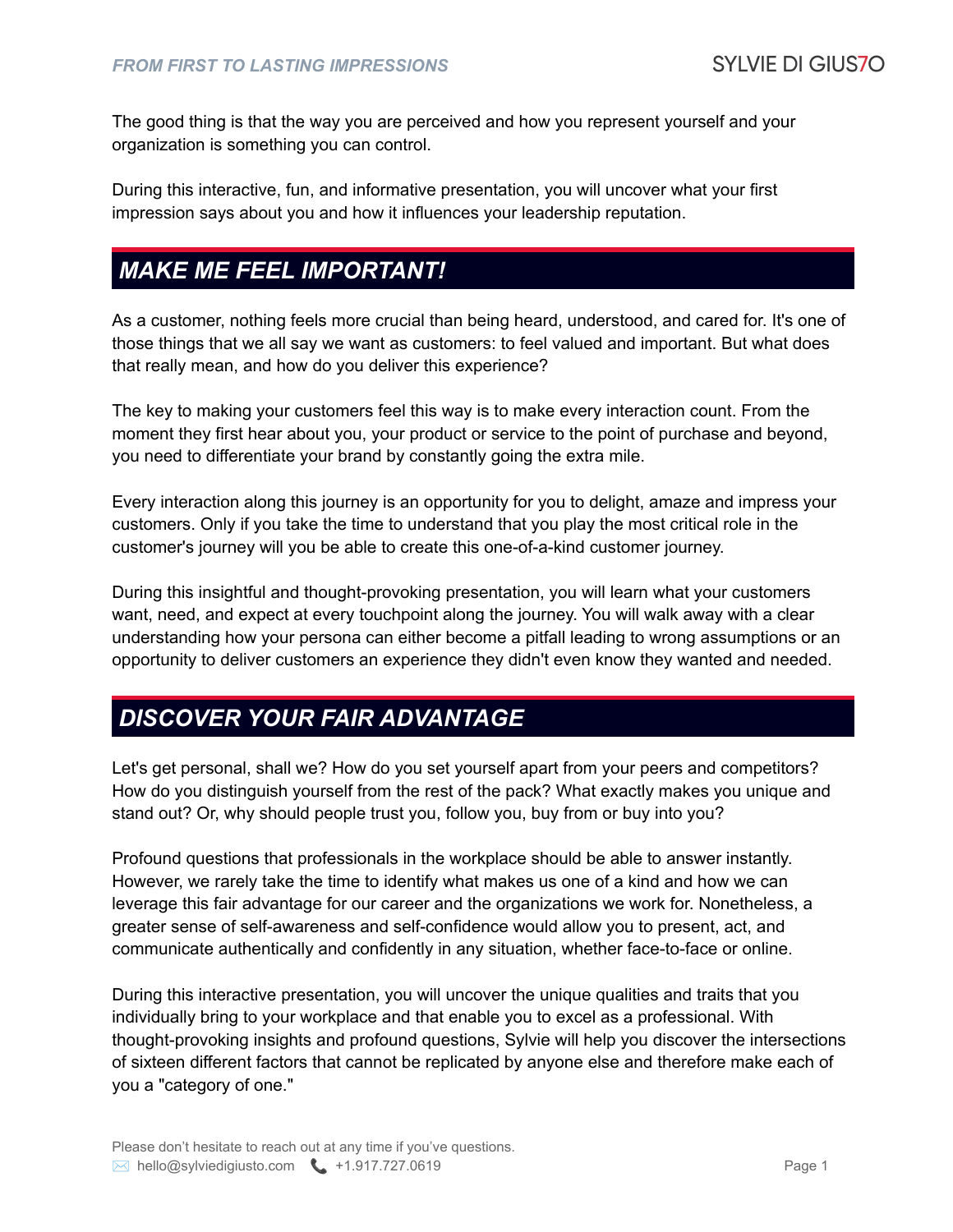The good thing is that the way you are perceived and how you represent yourself and your organization is something you can control.

During this interactive, fun, and informative presentation, you will uncover what your first impression says about you and how it influences your leadership reputation.

## *MAKE ME FEEL IMPORTANT!*

As a customer, nothing feels more crucial than being heard, understood, and cared for. It's one of those things that we all say we want as customers: to feel valued and important. But what does that really mean, and how do you deliver this experience?

The key to making your customers feel this way is to make every interaction count. From the moment they first hear about you, your product or service to the point of purchase and beyond, you need to differentiate your brand by constantly going the extra mile.

Every interaction along this journey is an opportunity for you to delight, amaze and impress your customers. Only if you take the time to understand that you play the most critical role in the customer's journey will you be able to create this one-of-a-kind customer journey.

During this insightful and thought-provoking presentation, you will learn what your customers want, need, and expect at every touchpoint along the journey. You will walk away with a clear understanding how your persona can either become a pitfall leading to wrong assumptions or an opportunity to deliver customers an experience they didn't even know they wanted and needed.

## *DISCOVER YOUR FAIR ADVANTAGE*

Let's get personal, shall we? How do you set yourself apart from your peers and competitors? How do you distinguish yourself from the rest of the pack? What exactly makes you unique and stand out? Or, why should people trust you, follow you, buy from or buy into you?

Profound questions that professionals in the workplace should be able to answer instantly. However, we rarely take the time to identify what makes us one of a kind and how we can leverage this fair advantage for our career and the organizations we work for. Nonetheless, a greater sense of self-awareness and self-confidence would allow you to present, act, and communicate authentically and confidently in any situation, whether face-to-face or online.

During this interactive presentation, you will uncover the unique qualities and traits that you individually bring to your workplace and that enable you to excel as a professional. With thought-provoking insights and profound questions, Sylvie will help you discover the intersections of sixteen different factors that cannot be replicated by anyone else and therefore make each of you a "category of one."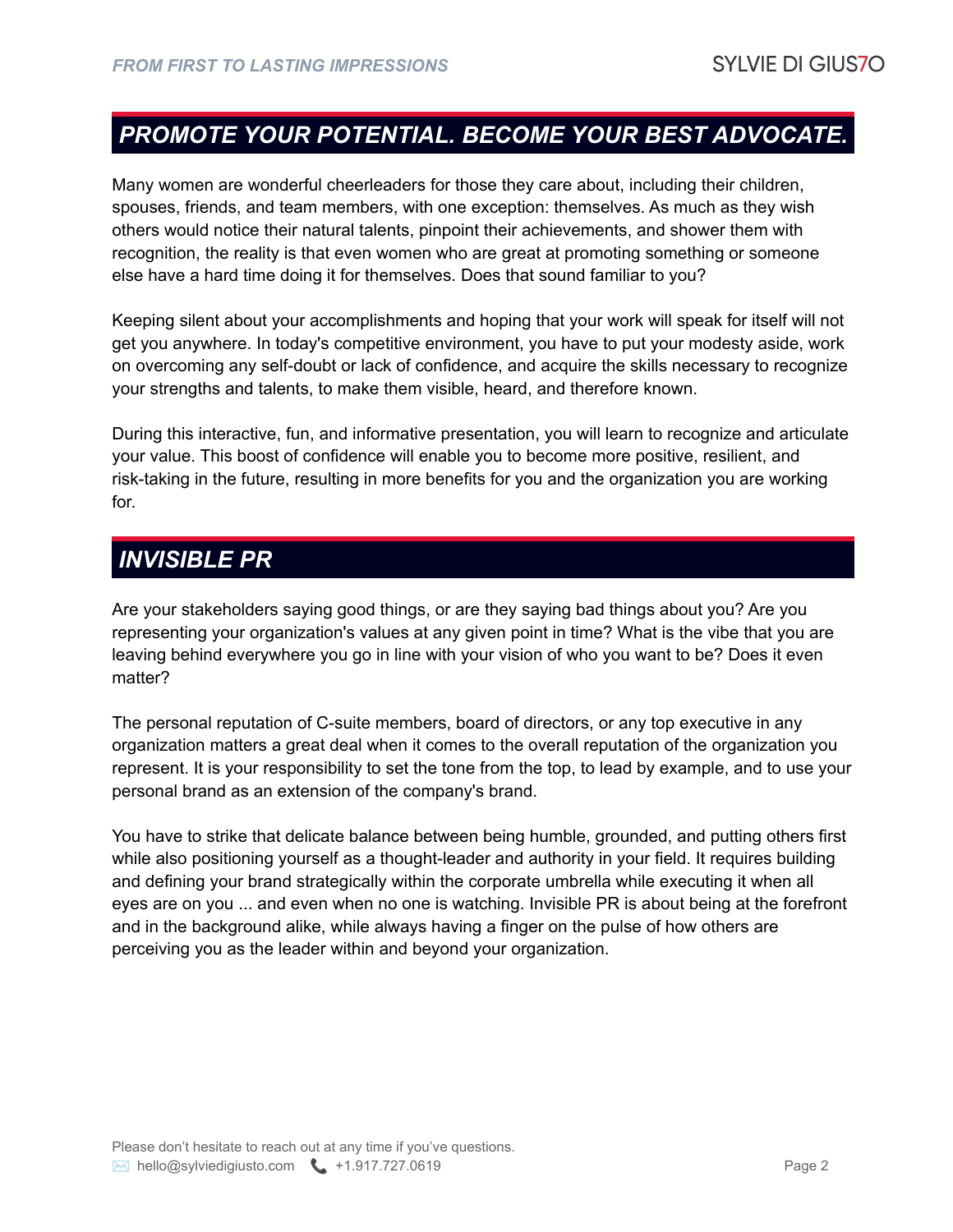## *PROMOTE YOUR POTENTIAL. BECOME YOUR BEST ADVOCATE.*

Many women are wonderful cheerleaders for those they care about, including their children, spouses, friends, and team members, with one exception: themselves. As much as they wish others would notice their natural talents, pinpoint their achievements, and shower them with recognition, the reality is that even women who are great at promoting something or someone else have a hard time doing it for themselves. Does that sound familiar to you?

Keeping silent about your accomplishments and hoping that your work will speak for itself will not get you anywhere. In today's competitive environment, you have to put your modesty aside, work on overcoming any self-doubt or lack of confidence, and acquire the skills necessary to recognize your strengths and talents, to make them visible, heard, and therefore known.

During this interactive, fun, and informative presentation, you will learn to recognize and articulate your value. This boost of confidence will enable you to become more positive, resilient, and risk-taking in the future, resulting in more benefits for you and the organization you are working for.

## *INVISIBLE PR*

Are your stakeholders saying good things, or are they saying bad things about you? Are you representing your organization's values at any given point in time? What is the vibe that you are leaving behind everywhere you go in line with your vision of who you want to be? Does it even matter?

The personal reputation of C-suite members, board of directors, or any top executive in any organization matters a great deal when it comes to the overall reputation of the organization you represent. It is your responsibility to set the tone from the top, to lead by example, and to use your personal brand as an extension of the company's brand.

You have to strike that delicate balance between being humble, grounded, and putting others first while also positioning yourself as a thought-leader and authority in your field. It requires building and defining your brand strategically within the corporate umbrella while executing it when all eyes are on you ... and even when no one is watching. Invisible PR is about being at the forefront and in the background alike, while always having a finger on the pulse of how others are perceiving you as the leader within and beyond your organization.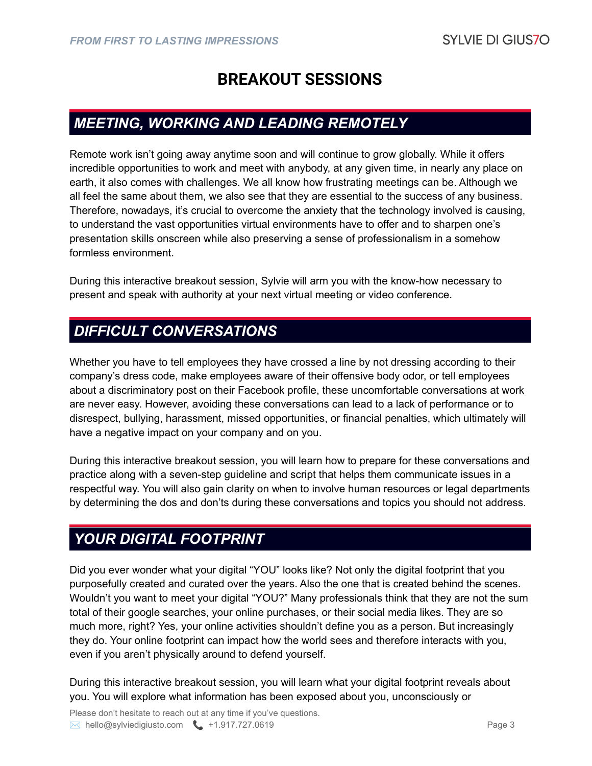# BREAKOUT SESSIONS

## *MEETING, WORKING AND LEADING REMOTELY*

Remote work isn't going away anytime soon and will continue to grow globally. While it offers incredible opportunities to work and meet with anybody, at any given time, in nearly any place on earth, it also comes with challenges. We all know how frustrating meetings can be. Although we all feel the same about them, we also see that they are essential to the success of any business. Therefore, nowadays, it's crucial to overcome the anxiety that the technology involved is causing, to understand the vast opportunities virtual environments have to offer and to sharpen one's presentation skills onscreen while also preserving a sense of professionalism in a somehow formless environment.

During this interactive breakout session, Sylvie will arm you with the know-how necessary to present and speak with authority at your next virtual meeting or video conference.

## *DIFFICULT CONVERSATIONS*

Whether you have to tell employees they have crossed a line by not dressing according to their company's dress code, make employees aware of their offensive body odor, or tell employees about a discriminatory post on their Facebook profile, these uncomfortable conversations at work are never easy. However, avoiding these conversations can lead to a lack of performance or to disrespect, bullying, harassment, missed opportunities, or financial penalties, which ultimately will have a negative impact on your company and on you.

During this interactive breakout session, you will learn how to prepare for these conversations and practice along with a seven-step guideline and script that helps them communicate issues in a respectful way. You will also gain clarity on when to involve human resources or legal departments by determining the dos and don'ts during these conversations and topics you should not address.

## *YOUR DIGITAL FOOTPRINT*

Did you ever wonder what your digital "YOU" looks like? Not only the digital footprint that you purposefully created and curated over the years. Also the one that is created behind the scenes. Wouldn't you want to meet your digital "YOU?" Many professionals think that they are not the sum total of their google searches, your online purchases, or their social media likes. They are so much more, right? Yes, your online activities shouldn't define you as a person. But increasingly they do. Your online footprint can impact how the world sees and therefore interacts with you, even if you aren't physically around to defend yourself.

During this interactive breakout session, you will learn what your digital footprint reveals about you. You will explore what information has been exposed about you, unconsciously or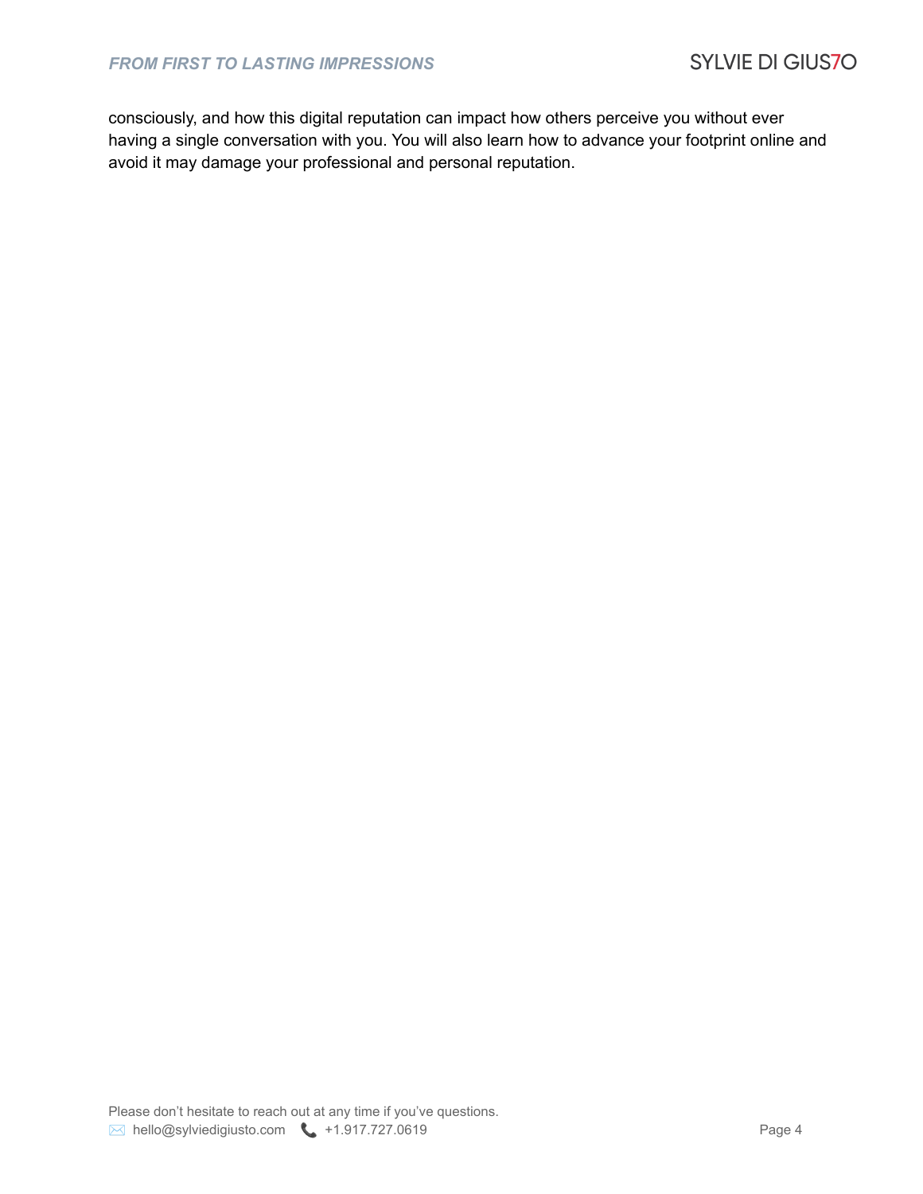consciously, and how this digital reputation can impact how others perceive you without ever having a single conversation with you. You will also learn how to advance your footprint online and avoid it may damage your professional and personal reputation.